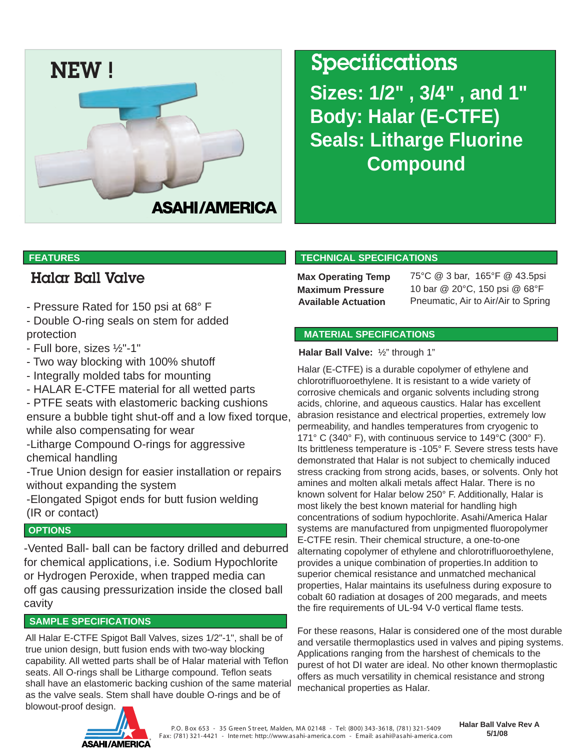NEW !

ASAHI/AMERICA

# Specifications

## Sizes: 1/2" , 3/4" , and 1"
## Body: Halar (E-CTFE)
## Seals: Litharge Fluorine Compound

## FEATURES

### Halar Ball Valve

- Pressure Rated for 150 psi at 68° F
- Double O-ring seals on stem for added protection
- Full bore, sizes ½"-1"
- Two way blocking with 100% shutoff
- Integrally molded tabs for mounting
- HALAR E-CTFE material for all wetted parts
- PTFE seats with elastomeric backing cushions ensure a bubble tight shut-off and a low fixed torque, while also compensating for wear
- Litharge Compound O-rings for aggressive chemical handling
- True Union design for easier installation or repairs without expanding the system
- Elongated Spigot ends for butt fusion welding (IR or contact)

## OPTIONS

-Vented Ball- ball can be factory drilled and deburred for chemical applications, i.e. Sodium Hypochlorite or Hydrogen Peroxide, when trapped media can off gas causing pressurization inside the closed ball cavity

## SAMPLE SPECIFICATIONS

All Halar E-CTFE Spigot Ball Valves, sizes 1/2"-1", shall be of true union design, butt fusion ends with two-way blocking capability. All wetted parts shall be of Halar material with Teflon seats. All O-rings shall be Litharge compound. Teflon seats shall have an elastomeric backing cushion of the same material as the valve seals. Stem shall have double O-rings and be of blowout-proof design.

## TECHNICAL SPECIFICATIONS

| | |
|---|---|
| **Max Operating Temp** | 75°C @ 3 bar, 165°F @ 43.5psi |
| **Maximum Pressure** | 10 bar @ 20°C, 150 psi @ 68°F |
| **Available Actuation** | Pneumatic, Air to Air/Air to Spring |

## MATERIAL SPECIFICATIONS

**Halar Ball Valve:** ½" through 1"

Halar (E-CTFE) is a durable copolymer of ethylene and chlorotrifluoroethylene. It is resistant to a wide variety of corrosive chemicals and organic solvents including strong acids, chlorine, and aqueous caustics. Halar has excellent abrasion resistance and electrical properties, extremely low permeability, and handles temperatures from cryogenic to 171° C (340° F), with continuous service to 149°C (300° F). Its brittleness temperature is -105° F. Severe stress tests have demonstrated that Halar is not subject to chemically induced stress cracking from strong acids, bases, or solvents. Only hot amines and molten alkali metals affect Halar. There is no known solvent for Halar below 250° F. Additionally, Halar is most likely the best known material for handling high concentrations of sodium hypochlorite. Asahi/America Halar systems are manufactured from unpigmented fluoropolymer E-CTFE resin. Their chemical structure, a one-to-one alternating copolymer of ethylene and chlorotrifluoroethylene, provides a unique combination of properties.In addition to superior chemical resistance and unmatched mechanical properties, Halar maintains its usefulness during exposure to cobalt 60 radiation at dosages of 200 megarads, and meets the fire requirements of UL-94 V-0 vertical flame tests.

For these reasons, Halar is considered one of the most durable and versatile thermoplastics used in valves and piping systems. Applications ranging from the harshest of chemicals to the purest of hot DI water are ideal. No other known thermoplastic offers as much versatility in chemical resistance and strong mechanical properties as Halar.

ASAHI/AMERICA

P.O. Box 653 - 35 Green Street, Malden, MA 02148 - Tel: (800) 343-3618, (781) 321-5409
Fax: (781) 321-4421 - Internet: http://www.asahi-america.com - Email: asahi@asahi-america.com

**Halar Ball Valve Rev A**
**5/1/08**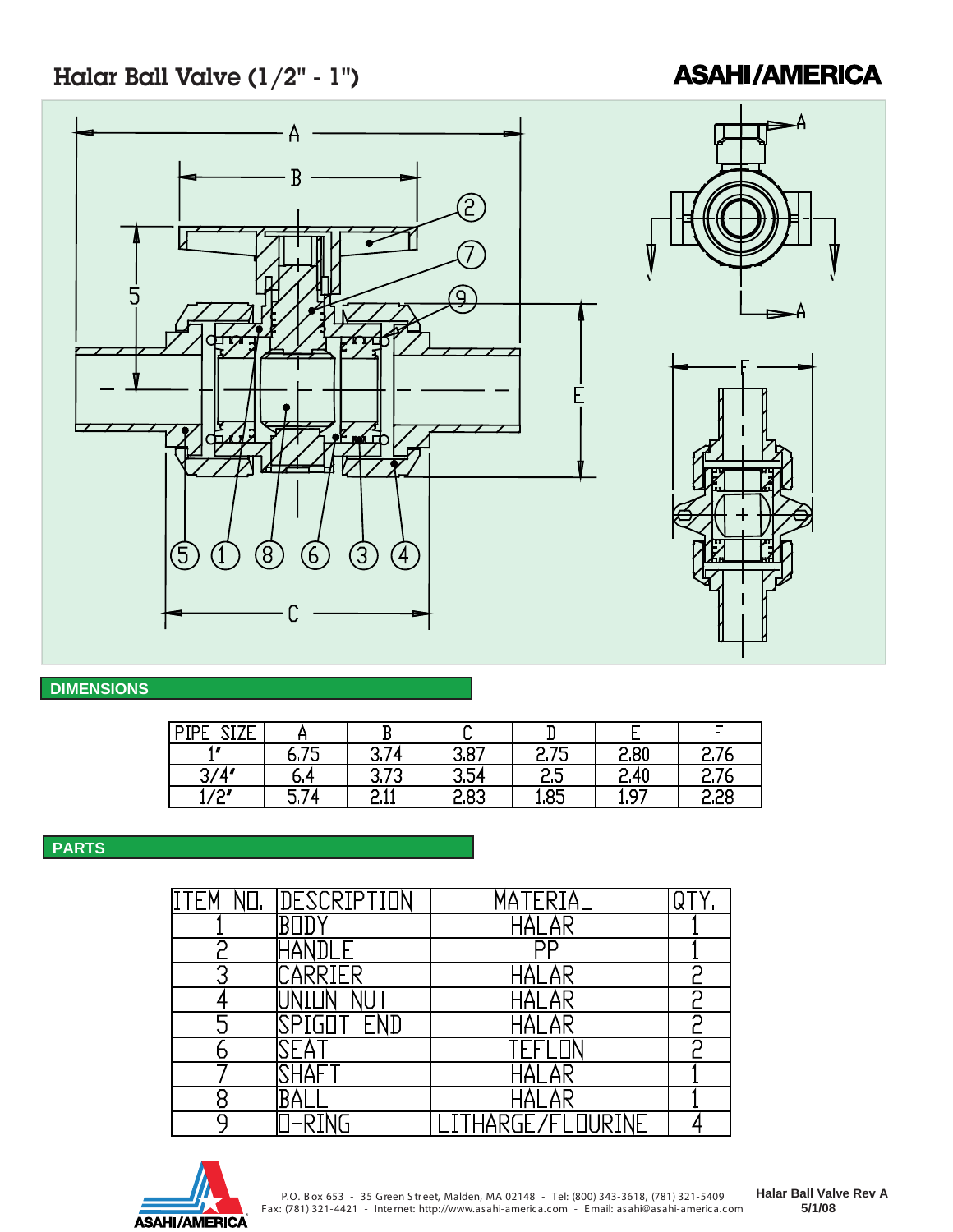# Halar Ball Valve (1/2" - 1")

**ASAHI/AMERICA**

A

B

C

D

E

F

5

A

A

(2) (7) (9) (5) (1) (8) (6) (3) (4)

## DIMENSIONS

| PIPE SIZE | A | B | C | D | E | F |
|---|---|---|---|---|---|---|
| 1" | 6.75 | 3.74 | 3.87 | 2.75 | 2.80 | 2.76 |
| 3/4" | 6.4 | 3.73 | 3.54 | 2.5 | 2.40 | 2.76 |
| 1/2" | 5.74 | 2.11 | 2.83 | 1.85 | 1.97 | 2.28 |

## PARTS

| ITEM NO. | DESCRIPTION | MATERIAL | QTY. |
|---|---|---|---|
| 1 | BODY | HALAR | 1 |
| 2 | HANDLE | PP | 1 |
| 3 | CARRIER | HALAR | 2 |
| 4 | UNION NUT | HALAR | 2 |
| 5 | SPIGOT END | HALAR | 2 |
| 6 | SEAT | TEFLON | 2 |
| 7 | SHAFT | HALAR | 1 |
| 8 | BALL | HALAR | 1 |
| 9 | O-RING | LITHARGE/FLOURINE | 4 |

ASAHI/AMERICA

P.O. Box 653 - 35 Green Street, Malden, MA 02148 - Tel: (800) 343-3618, (781) 321-5409
Fax: (781) 321-4421 - Internet: http://www.asahi-america.com - Email: asahi@asahi-america.com

**Halar Ball Valve Rev A**
**5/1/08**